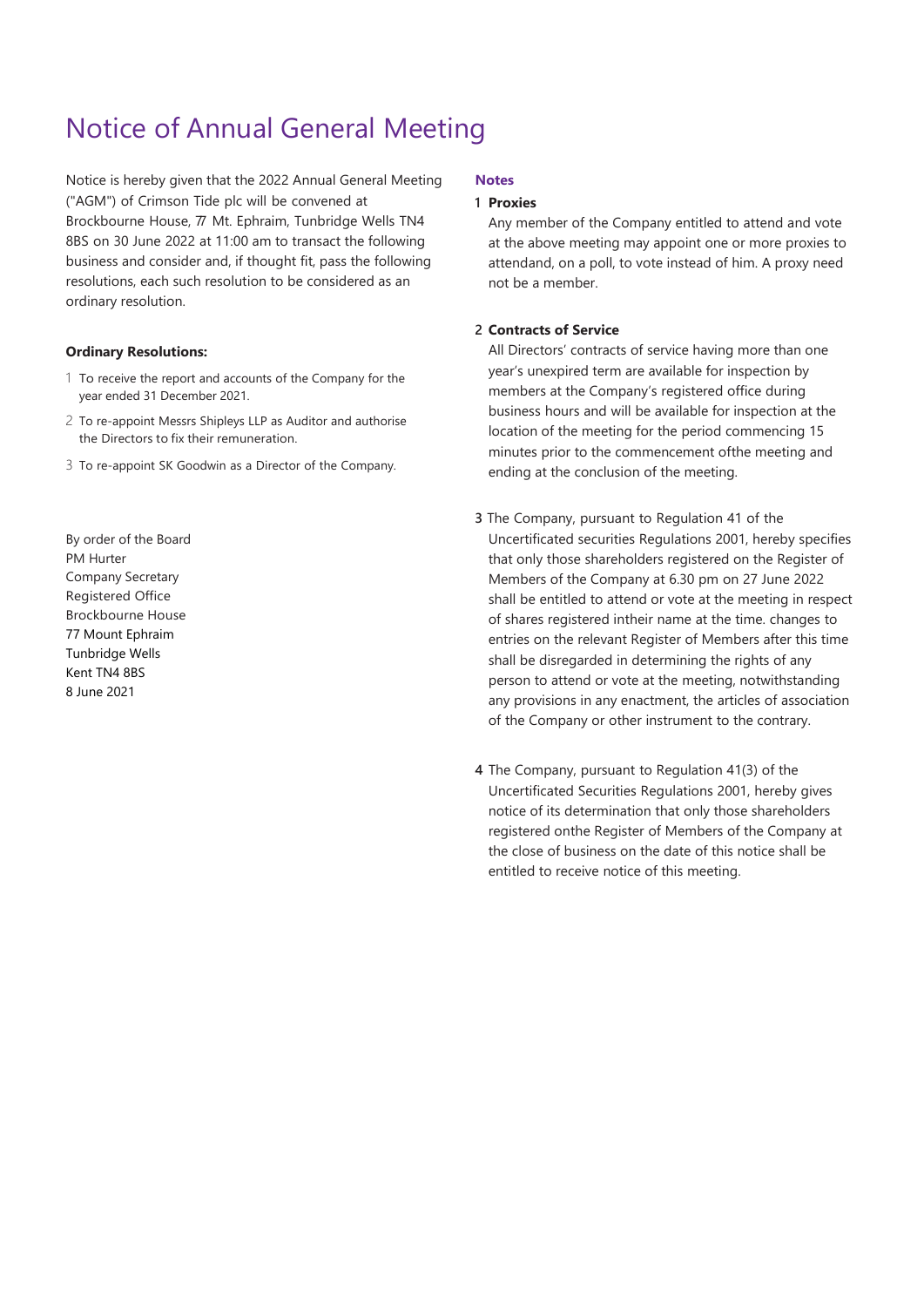# Notice of Annual General Meeting

Notice is hereby given that the 2022 Annual General Meeting ("AGM") of Crimson Tide plc will be convened at Brockbourne House, 77 Mt. Ephraim, Tunbridge Wells TN4 8BS on 30 June 2022 at 11:00 am to transact the following business and consider and, if thought fit, pass the following resolutions, each such resolution to be considered as an ordinary resolution.

**Ordinary Resolutions:**

1. To receive the report and accounts of the Company for the year ended 31 December 2021.
2. To re-appoint Messrs Shipleys LLP as Auditor and authorise the Directors to fix their remuneration.
3. To re-appoint SK Goodwin as a Director of the Company.

By order of the Board
PM Hurter
Company Secretary
Registered Office
Brockbourne House
77 Mount Ephraim
Tunbridge Wells
Kent TN4 8BS
8 June 2021

## Notes

**1 Proxies**

Any member of the Company entitled to attend and vote at the above meeting may appoint one or more proxies to attendand, on a poll, to vote instead of him. A proxy need not be a member.

**2 Contracts of Service**

All Directors' contracts of service having more than one year's unexpired term are available for inspection by members at the Company's registered office during business hours and will be available for inspection at the location of the meeting for the period commencing 15 minutes prior to the commencement ofthe meeting and ending at the conclusion of the meeting.

**3** The Company, pursuant to Regulation 41 of the Uncertificated securities Regulations 2001, hereby specifies that only those shareholders registered on the Register of Members of the Company at 6.30 pm on 27 June 2022 shall be entitled to attend or vote at the meeting in respect of shares registered intheir name at the time. changes to entries on the relevant Register of Members after this time shall be disregarded in determining the rights of any person to attend or vote at the meeting, notwithstanding any provisions in any enactment, the articles of association of the Company or other instrument to the contrary.

**4** The Company, pursuant to Regulation 41(3) of the Uncertificated Securities Regulations 2001, hereby gives notice of its determination that only those shareholders registered onthe Register of Members of the Company at the close of business on the date of this notice shall be entitled to receive notice of this meeting.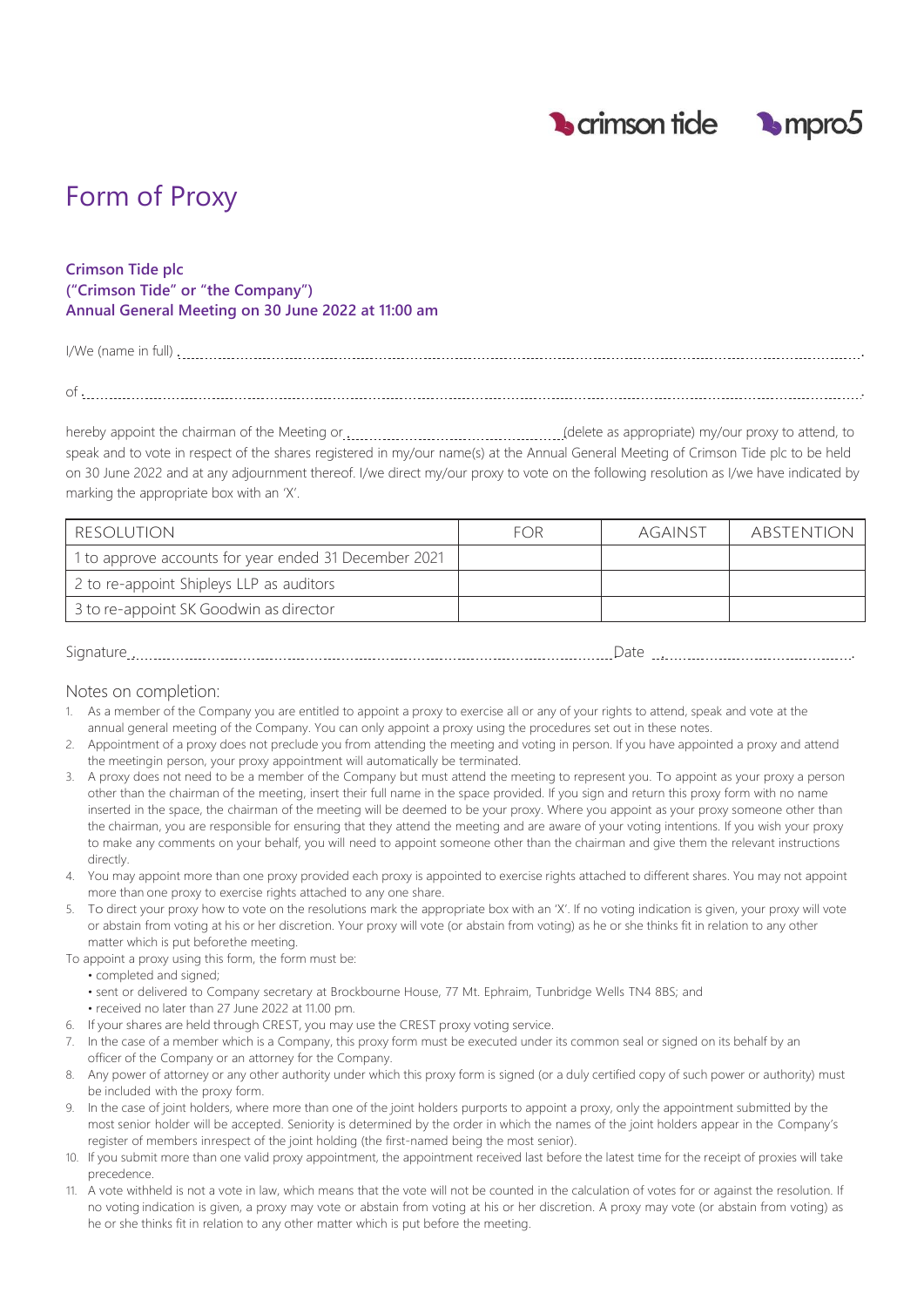# Form of Proxy

**Crimson Tide plc**
**("Crimson Tide" or "the Company")**
**Annual General Meeting on 30 June 2022 at 11:00 am**

I/We (name in full) ..........................................................................................................................

of ..........................................................................................................................................................

hereby appoint the chairman of the Meeting or ...................................................(delete as appropriate) my/our proxy to attend, to speak and to vote in respect of the shares registered in my/our name(s) at the Annual General Meeting of Crimson Tide plc to be held on 30 June 2022 and at any adjournment thereof. I/we direct my/our proxy to vote on the following resolution as I/we have indicated by marking the appropriate box with an 'X'.

| RESOLUTION | FOR | AGAINST | ABSTENTION |
|---|---|---|---|
| 1 to approve accounts for year ended 31 December 2021 | | | |
| 2 to re-appoint Shipleys LLP as auditors | | | |
| 3 to re-appoint SK Goodwin as director | | | |

Signature.......................................................................................................... Date ...............................................

## Notes on completion:

1. As a member of the Company you are entitled to appoint a proxy to exercise all or any of your rights to attend, speak and vote at the annual general meeting of the Company. You can only appoint a proxy using the procedures set out in these notes.
2. Appointment of a proxy does not preclude you from attending the meeting and voting in person. If you have appointed a proxy and attend the meetingin person, your proxy appointment will automatically be terminated.
3. A proxy does not need to be a member of the Company but must attend the meeting to represent you. To appoint as your proxy a person other than the chairman of the meeting, insert their full name in the space provided. If you sign and return this proxy form with no name inserted in the space, the chairman of the meeting will be deemed to be your proxy. Where you appoint as your proxy someone other than the chairman, you are responsible for ensuring that they attend the meeting and are aware of your voting intentions. If you wish your proxy to make any comments on your behalf, you will need to appoint someone other than the chairman and give them the relevant instructions directly.
4. You may appoint more than one proxy provided each proxy is appointed to exercise rights attached to different shares. You may not appoint more than one proxy to exercise rights attached to any one share.
5. To direct your proxy how to vote on the resolutions mark the appropriate box with an 'X'. If no voting indication is given, your proxy will vote or abstain from voting at his or her discretion. Your proxy will vote (or abstain from voting) as he or she thinks fit in relation to any other matter which is put beforethe meeting.

To appoint a proxy using this form, the form must be:

- completed and signed;
- sent or delivered to Company secretary at Brockbourne House, 77 Mt. Ephraim, Tunbridge Wells TN4 8BS; and
- received no later than 27 June 2022 at 11.00 pm.

6. If your shares are held through CREST, you may use the CREST proxy voting service.
7. In the case of a member which is a Company, this proxy form must be executed under its common seal or signed on its behalf by an officer of the Company or an attorney for the Company.
8. Any power of attorney or any other authority under which this proxy form is signed (or a duly certified copy of such power or authority) must be included with the proxy form.
9. In the case of joint holders, where more than one of the joint holders purports to appoint a proxy, only the appointment submitted by the most senior holder will be accepted. Seniority is determined by the order in which the names of the joint holders appear in the Company's register of members inrespect of the joint holding (the first-named being the most senior).
10. If you submit more than one valid proxy appointment, the appointment received last before the latest time for the receipt of proxies will take precedence.
11. A vote withheld is not a vote in law, which means that the vote will not be counted in the calculation of votes for or against the resolution. If no voting indication is given, a proxy may vote or abstain from voting at his or her discretion. A proxy may vote (or abstain from voting) as he or she thinks fit in relation to any other matter which is put before the meeting.